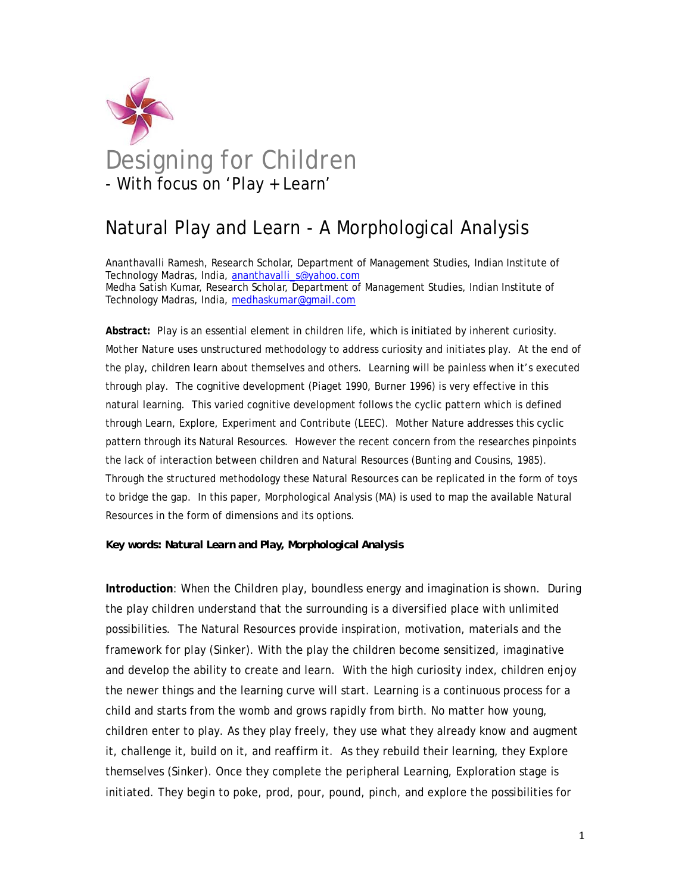# Designing for Children

- With focus on 'Play + Learn'

## Natural Play and Learn - A Morphological Analysis

Ananthavalli Ramesh, Research Scholar, Department of Management Studies, Indian Institute of Technology Madras, India, ananthavalli_s@yahoo.com
Medha Satish Kumar, Research Scholar, Department of Management Studies, Indian Institute of Technology Madras, India, medhaskumar@gmail.com

**Abstract:** Play is an essential element in children life, which is initiated by inherent curiosity. Mother Nature uses unstructured methodology to address curiosity and initiates play. At the end of the play, children learn about themselves and others. Learning will be painless when it's executed through play. The cognitive development (Piaget 1990, Burner 1996) is very effective in this natural learning. This varied cognitive development follows the cyclic pattern which is defined through Learn, Explore, Experiment and Contribute (LEEC). Mother Nature addresses this cyclic pattern through its Natural Resources. However the recent concern from the researches pinpoints the lack of interaction between children and Natural Resources (Bunting and Cousins, 1985). Through the structured methodology these Natural Resources can be replicated in the form of toys to bridge the gap. In this paper, Morphological Analysis (MA) is used to map the available Natural Resources in the form of dimensions and its options.

***Key words: Natural Learn and Play, Morphological Analysis***

**Introduction**: When the Children play, boundless energy and imagination is shown. During the play children understand that the surrounding is a diversified place with unlimited possibilities. The Natural Resources provide inspiration, motivation, materials and the framework for play (Sinker). With the play the children become sensitized, imaginative and develop the ability to create and learn. With the high curiosity index, children enjoy the newer things and the learning curve will start. Learning is a continuous process for a child and starts from the womb and grows rapidly from birth. No matter how young, children enter to play. As they play freely, they use what they already know and augment it, challenge it, build on it, and reaffirm it. As they rebuild their learning, they Explore themselves (Sinker). Once they complete the peripheral Learning, Exploration stage is initiated. They begin to poke, prod, pour, pound, pinch, and explore the possibilities for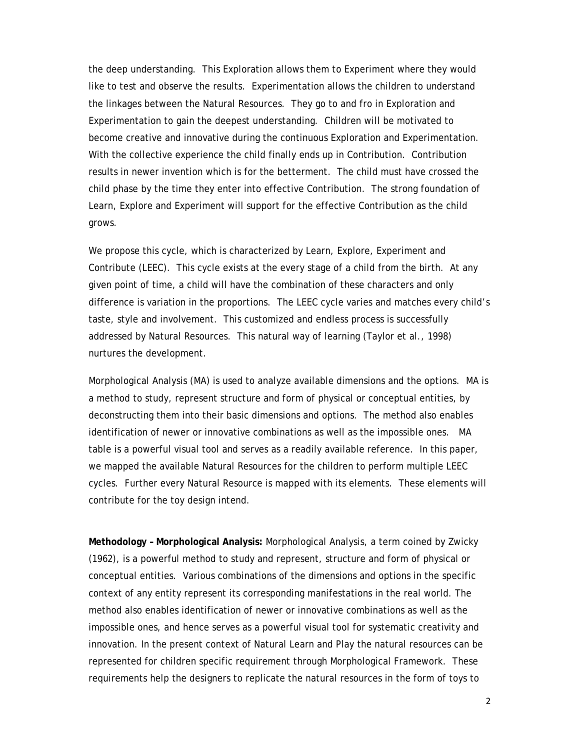the deep understanding. This Exploration allows them to Experiment where they would like to test and observe the results. Experimentation allows the children to understand the linkages between the Natural Resources. They go to and fro in Exploration and Experimentation to gain the deepest understanding. Children will be motivated to become creative and innovative during the continuous Exploration and Experimentation. With the collective experience the child finally ends up in Contribution. Contribution results in newer invention which is for the betterment. The child must have crossed the child phase by the time they enter into effective Contribution. The strong foundation of Learn, Explore and Experiment will support for the effective Contribution as the child grows.

We propose this cycle, which is characterized by Learn, Explore, Experiment and Contribute (LEEC). This cycle exists at the every stage of a child from the birth. At any given point of time, a child will have the combination of these characters and only difference is variation in the proportions. The LEEC cycle varies and matches every child's taste, style and involvement. This customized and endless process is successfully addressed by Natural Resources. This natural way of learning (Taylor et al., 1998) nurtures the development.

Morphological Analysis (MA) is used to analyze available dimensions and the options. MA is a method to study, represent structure and form of physical or conceptual entities, by deconstructing them into their basic dimensions and options. The method also enables identification of newer or innovative combinations as well as the impossible ones. MA table is a powerful visual tool and serves as a readily available reference. In this paper, we mapped the available Natural Resources for the children to perform multiple LEEC cycles. Further every Natural Resource is mapped with its elements. These elements will contribute for the toy design intend.

**Methodology – Morphological Analysis:** Morphological Analysis, a term coined by Zwicky (1962), is a powerful method to study and represent, structure and form of physical or conceptual entities. Various combinations of the dimensions and options in the specific context of any entity represent its corresponding manifestations in the real world. The method also enables identification of newer or innovative combinations as well as the impossible ones, and hence serves as a powerful visual tool for systematic creativity and innovation. In the present context of Natural Learn and Play the natural resources can be represented for children specific requirement through Morphological Framework. These requirements help the designers to replicate the natural resources in the form of toys to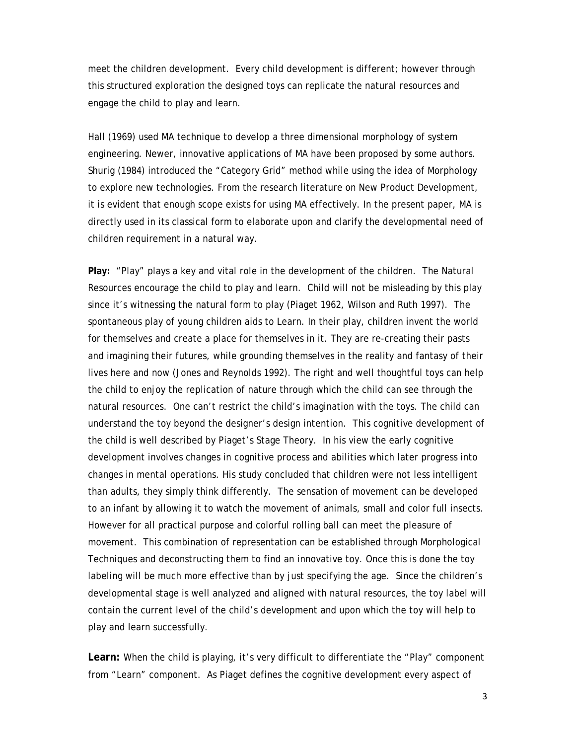meet the children development. Every child development is different; however through this structured exploration the designed toys can replicate the natural resources and engage the child to play and learn.

Hall (1969) used MA technique to develop a three dimensional morphology of system engineering. Newer, innovative applications of MA have been proposed by some authors. Shurig (1984) introduced the "Category Grid" method while using the idea of Morphology to explore new technologies. From the research literature on New Product Development, it is evident that enough scope exists for using MA effectively. In the present paper, MA is directly used in its classical form to elaborate upon and clarify the developmental need of children requirement in a natural way.

**Play:** "Play" plays a key and vital role in the development of the children. The Natural Resources encourage the child to play and learn. Child will not be misleading by this play since it's witnessing the natural form to play (Piaget 1962, Wilson and Ruth 1997). The spontaneous play of young children aids to Learn. In their play, children invent the world for themselves and create a place for themselves in it. They are re-creating their pasts and imagining their futures, while grounding themselves in the reality and fantasy of their lives here and now (Jones and Reynolds 1992). The right and well thoughtful toys can help the child to enjoy the replication of nature through which the child can see through the natural resources. One can't restrict the child's imagination with the toys. The child can understand the toy beyond the designer's design intention. This cognitive development of the child is well described by Piaget's Stage Theory. In his view the early cognitive development involves changes in cognitive process and abilities which later progress into changes in mental operations. His study concluded that children were not less intelligent than adults, they simply think differently. The sensation of movement can be developed to an infant by allowing it to watch the movement of animals, small and color full insects. However for all practical purpose and colorful rolling ball can meet the pleasure of movement. This combination of representation can be established through Morphological Techniques and deconstructing them to find an innovative toy. Once this is done the toy labeling will be much more effective than by just specifying the age. Since the children's developmental stage is well analyzed and aligned with natural resources, the toy label will contain the current level of the child's development and upon which the toy will help to play and learn successfully.

**Learn:** When the child is playing, it's very difficult to differentiate the "Play" component from "Learn" component. As Piaget defines the cognitive development every aspect of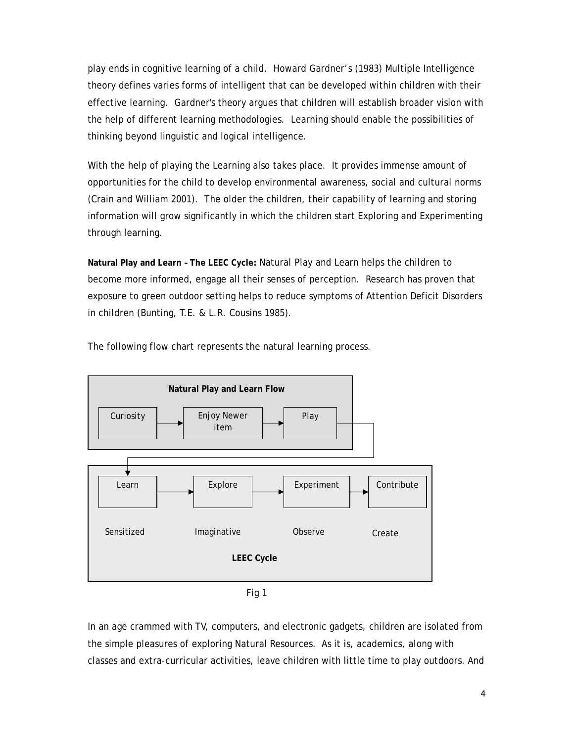play ends in cognitive learning of a child. Howard Gardner's (1983) Multiple Intelligence theory defines varies forms of intelligent that can be developed within children with their effective learning. Gardner's theory argues that children will establish broader vision with the help of different learning methodologies. Learning should enable the possibilities of thinking beyond linguistic and logical intelligence.

With the help of playing the Learning also takes place. It provides immense amount of opportunities for the child to develop environmental awareness, social and cultural norms (Crain and William 2001). The older the children, their capability of learning and storing information will grow significantly in which the children start Exploring and Experimenting through learning.

**Natural Play and Learn – The LEEC Cycle:** Natural Play and Learn helps the children to become more informed, engage all their senses of perception. Research has proven that exposure to green outdoor setting helps to reduce symptoms of Attention Deficit Disorders in children (Bunting, T.E. & L.R. Cousins 1985).

The following flow chart represents the natural learning process.

**Natural Play and Learn Flow**

Curiosity → Enjoy Newer item → Play → (LEEC Cycle)

**LEEC Cycle**

| Learn | → Explore | → Experiment | → Contribute |
|---|---|---|---|
| Sensitized | Imaginative | Observe | Create |

Fig 1

In an age crammed with TV, computers, and electronic gadgets, children are isolated from the simple pleasures of exploring Natural Resources. As it is, academics, along with classes and extra-curricular activities, leave children with little time to play outdoors. And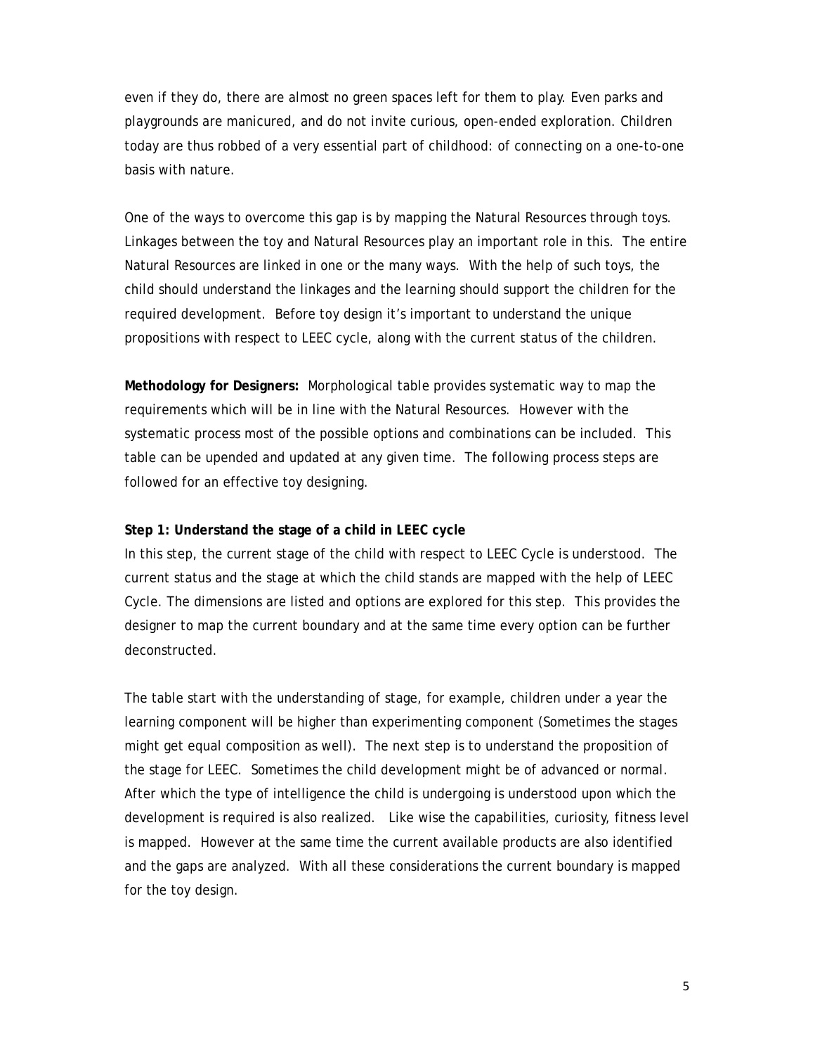even if they do, there are almost no green spaces left for them to play. Even parks and playgrounds are manicured, and do not invite curious, open-ended exploration. Children today are thus robbed of a very essential part of childhood: of connecting on a one-to-one basis with nature.

One of the ways to overcome this gap is by mapping the Natural Resources through toys. Linkages between the toy and Natural Resources play an important role in this. The entire Natural Resources are linked in one or the many ways. With the help of such toys, the child should understand the linkages and the learning should support the children for the required development. Before toy design it's important to understand the unique propositions with respect to LEEC cycle, along with the current status of the children.

**Methodology for Designers:** Morphological table provides systematic way to map the requirements which will be in line with the Natural Resources. However with the systematic process most of the possible options and combinations can be included. This table can be upended and updated at any given time. The following process steps are followed for an effective toy designing.

**Step 1: Understand the stage of a child in LEEC cycle**

In this step, the current stage of the child with respect to LEEC Cycle is understood. The current status and the stage at which the child stands are mapped with the help of LEEC Cycle. The dimensions are listed and options are explored for this step. This provides the designer to map the current boundary and at the same time every option can be further deconstructed.

The table start with the understanding of stage, for example, children under a year the learning component will be higher than experimenting component (Sometimes the stages might get equal composition as well). The next step is to understand the proposition of the stage for LEEC. Sometimes the child development might be of advanced or normal. After which the type of intelligence the child is undergoing is understood upon which the development is required is also realized. Like wise the capabilities, curiosity, fitness level is mapped. However at the same time the current available products are also identified and the gaps are analyzed. With all these considerations the current boundary is mapped for the toy design.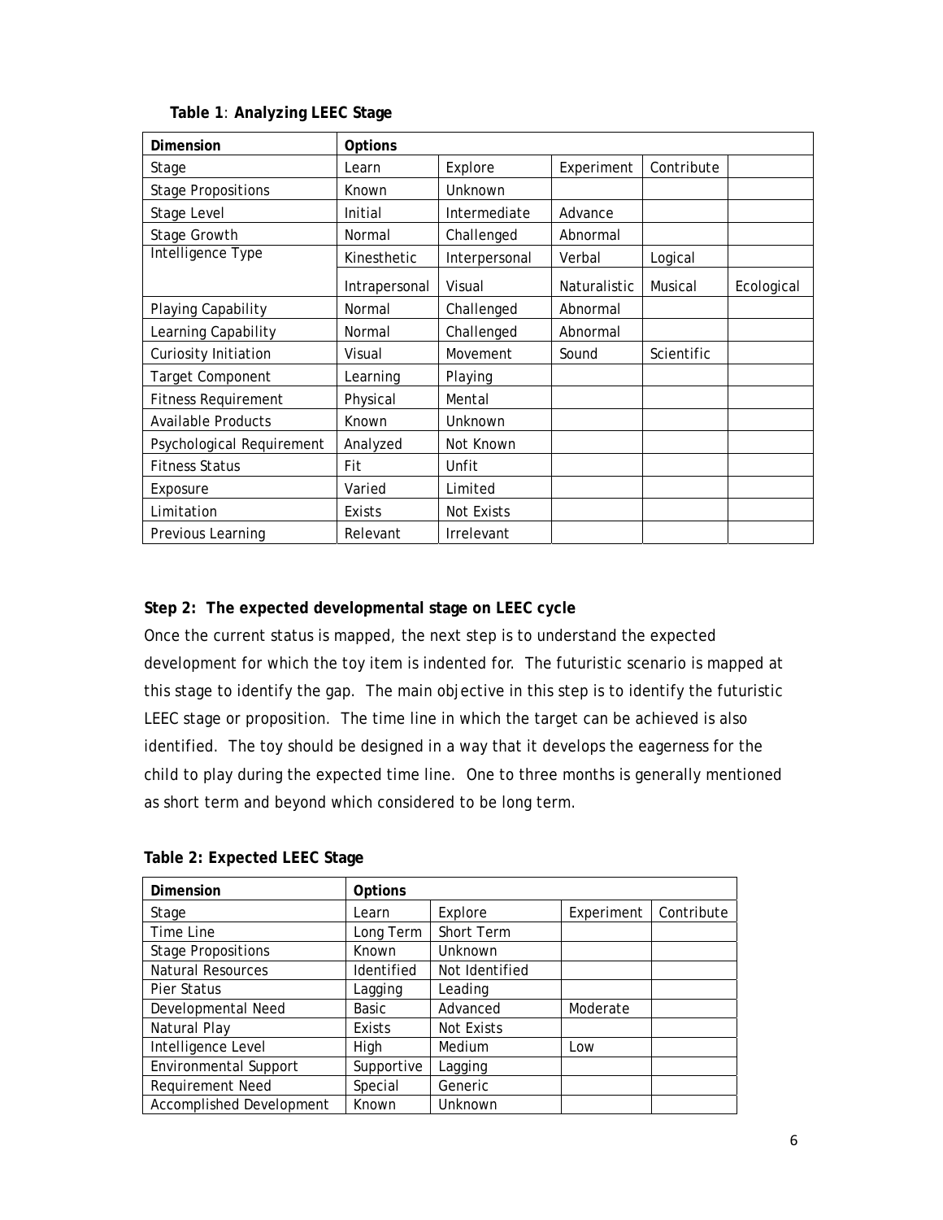**Table 1**: **Analyzing LEEC Stage**

| Dimension | Options | | | | |
|---|---|---|---|---|---|
| Stage | Learn | Explore | Experiment | Contribute | |
| Stage Propositions | Known | Unknown | | | |
| Stage Level | Initial | Intermediate | Advance | | |
| Stage Growth | Normal | Challenged | Abnormal | | |
| Intelligence Type | Kinesthetic | Interpersonal | Verbal | Logical | |
| | Intrapersonal | Visual | Naturalistic | Musical | Ecological |
| Playing Capability | Normal | Challenged | Abnormal | | |
| Learning Capability | Normal | Challenged | Abnormal | | |
| Curiosity Initiation | Visual | Movement | Sound | Scientific | |
| Target Component | Learning | Playing | | | |
| Fitness Requirement | Physical | Mental | | | |
| Available Products | Known | Unknown | | | |
| Psychological Requirement | Analyzed | Not Known | | | |
| Fitness Status | Fit | Unfit | | | |
| Exposure | Varied | Limited | | | |
| Limitation | Exists | Not Exists | | | |
| Previous Learning | Relevant | Irrelevant | | | |

**Step 2: The expected developmental stage on LEEC cycle**

Once the current status is mapped, the next step is to understand the expected development for which the toy item is indented for. The futuristic scenario is mapped at this stage to identify the gap. The main objective in this step is to identify the futuristic LEEC stage or proposition. The time line in which the target can be achieved is also identified. The toy should be designed in a way that it develops the eagerness for the child to play during the expected time line. One to three months is generally mentioned as short term and beyond which considered to be long term.

**Table 2: Expected LEEC Stage**

| Dimension | Options | | | |
|---|---|---|---|---|
| Stage | Learn | Explore | Experiment | Contribute |
| Time Line | Long Term | Short Term | | |
| Stage Propositions | Known | Unknown | | |
| Natural Resources | Identified | Not Identified | | |
| Pier Status | Lagging | Leading | | |
| Developmental Need | Basic | Advanced | Moderate | |
| Natural Play | Exists | Not Exists | | |
| Intelligence Level | High | Medium | Low | |
| Environmental Support | Supportive | Lagging | | |
| Requirement Need | Special | Generic | | |
| Accomplished Development | Known | Unknown | | |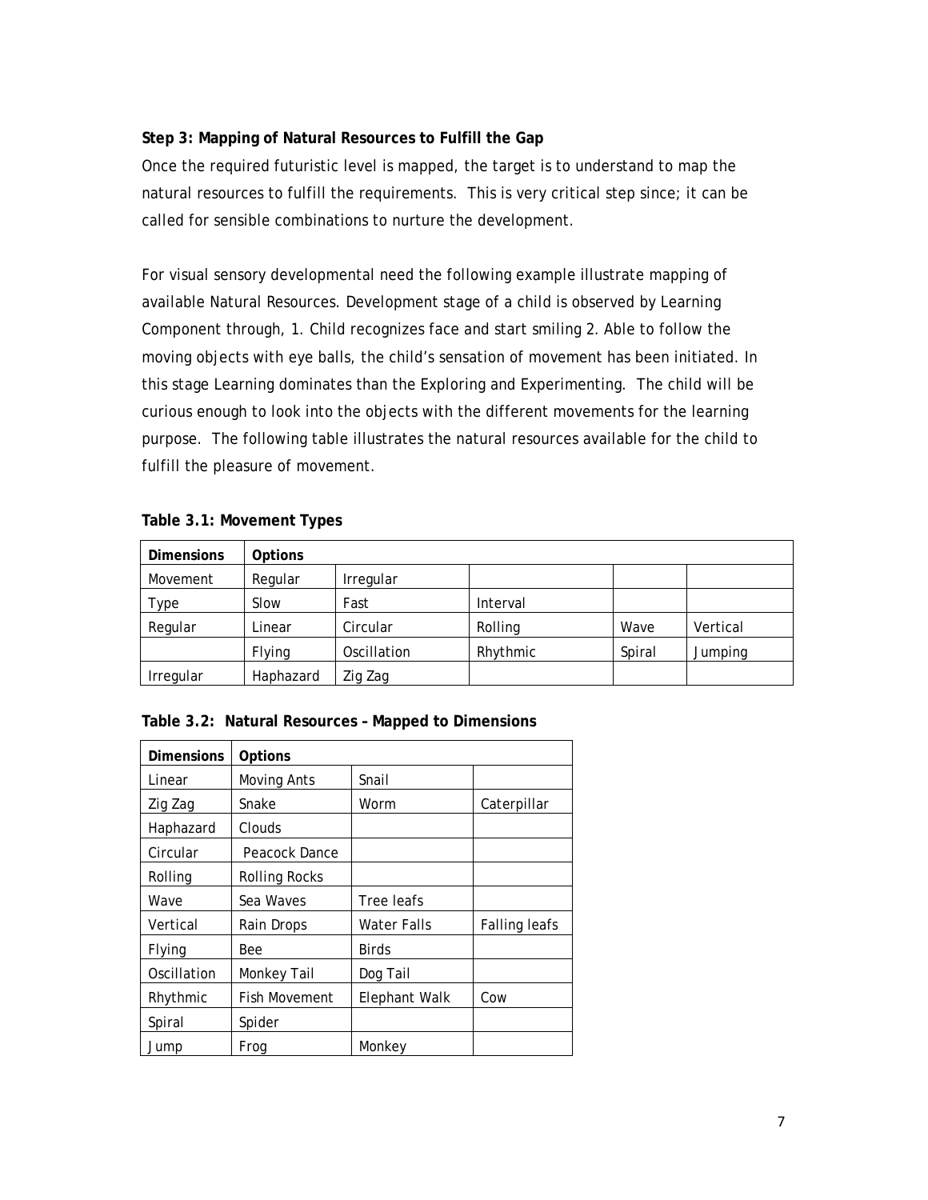**Step 3: Mapping of Natural Resources to Fulfill the Gap**

Once the required futuristic level is mapped, the target is to understand to map the natural resources to fulfill the requirements. This is very critical step since; it can be called for sensible combinations to nurture the development.

For visual sensory developmental need the following example illustrate mapping of available Natural Resources. Development stage of a child is observed by Learning Component through, 1. Child recognizes face and start smiling 2. Able to follow the moving objects with eye balls, the child's sensation of movement has been initiated. In this stage Learning dominates than the Exploring and Experimenting. The child will be curious enough to look into the objects with the different movements for the learning purpose. The following table illustrates the natural resources available for the child to fulfill the pleasure of movement.

**Table 3.1: Movement Types**

| Dimensions | Options | | | | |
|---|---|---|---|---|---|
| Movement | Regular | Irregular | | | |
| Type | Slow | Fast | Interval | | |
| Regular | Linear | Circular | Rolling | Wave | Vertical |
| | Flying | Oscillation | Rhythmic | Spiral | Jumping |
| Irregular | Haphazard | Zig Zag | | | |

**Table 3.2: Natural Resources – Mapped to Dimensions**

| Dimensions | Options | | |
|---|---|---|---|
| Linear | Moving Ants | Snail | |
| Zig Zag | Snake | Worm | Caterpillar |
| Haphazard | Clouds | | |
| Circular | Peacock Dance | | |
| Rolling | Rolling Rocks | | |
| Wave | Sea Waves | Tree leafs | |
| Vertical | Rain Drops | Water Falls | Falling leafs |
| Flying | Bee | Birds | |
| Oscillation | Monkey Tail | Dog Tail | |
| Rhythmic | Fish Movement | Elephant Walk | Cow |
| Spiral | Spider | | |
| Jump | Frog | Monkey | |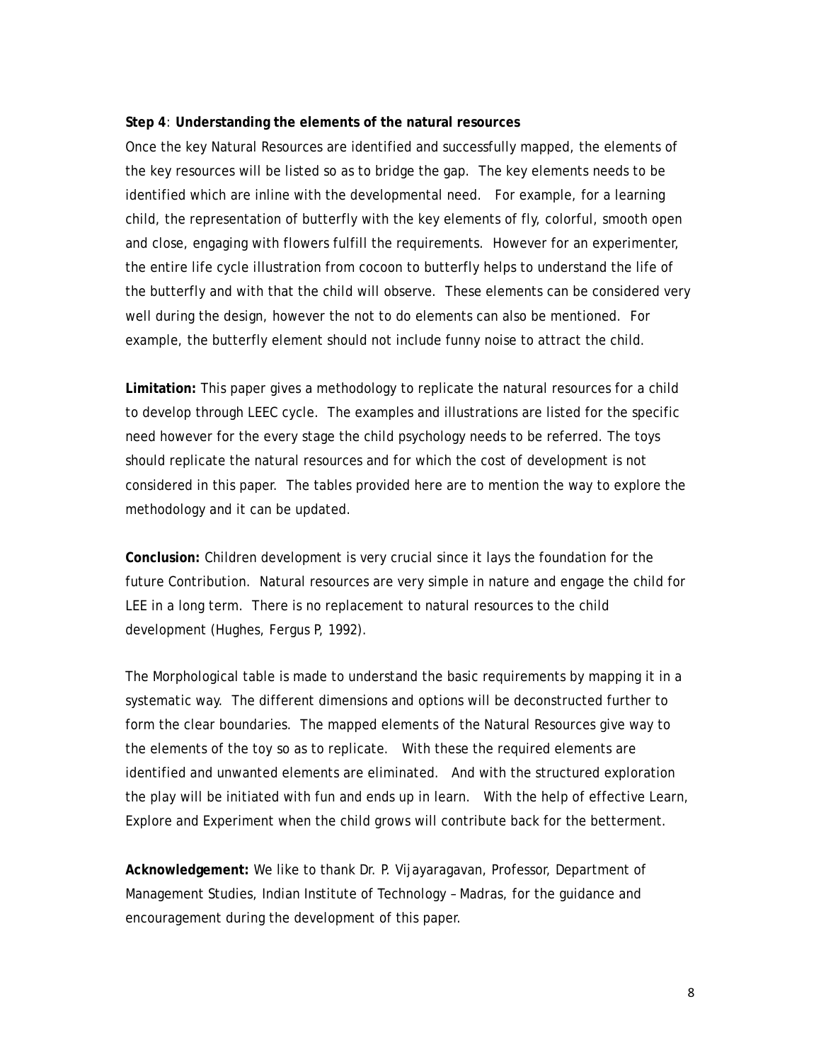**Step 4**: **Understanding the elements of the natural resources**

Once the key Natural Resources are identified and successfully mapped, the elements of the key resources will be listed so as to bridge the gap. The key elements needs to be identified which are inline with the developmental need. For example, for a learning child, the representation of butterfly with the key elements of fly, colorful, smooth open and close, engaging with flowers fulfill the requirements. However for an experimenter, the entire life cycle illustration from cocoon to butterfly helps to understand the life of the butterfly and with that the child will observe. These elements can be considered very well during the design, however the not to do elements can also be mentioned. For example, the butterfly element should not include funny noise to attract the child.

**Limitation:** This paper gives a methodology to replicate the natural resources for a child to develop through LEEC cycle. The examples and illustrations are listed for the specific need however for the every stage the child psychology needs to be referred. The toys should replicate the natural resources and for which the cost of development is not considered in this paper. The tables provided here are to mention the way to explore the methodology and it can be updated.

**Conclusion:** Children development is very crucial since it lays the foundation for the future Contribution. Natural resources are very simple in nature and engage the child for LEE in a long term. There is no replacement to natural resources to the child development (Hughes, Fergus P, 1992).

The Morphological table is made to understand the basic requirements by mapping it in a systematic way. The different dimensions and options will be deconstructed further to form the clear boundaries. The mapped elements of the Natural Resources give way to the elements of the toy so as to replicate. With these the required elements are identified and unwanted elements are eliminated. And with the structured exploration the play will be initiated with fun and ends up in learn. With the help of effective Learn, Explore and Experiment when the child grows will contribute back for the betterment.

**Acknowledgement:** We like to thank Dr. P. Vijayaragavan, Professor, Department of Management Studies, Indian Institute of Technology – Madras, for the guidance and encouragement during the development of this paper.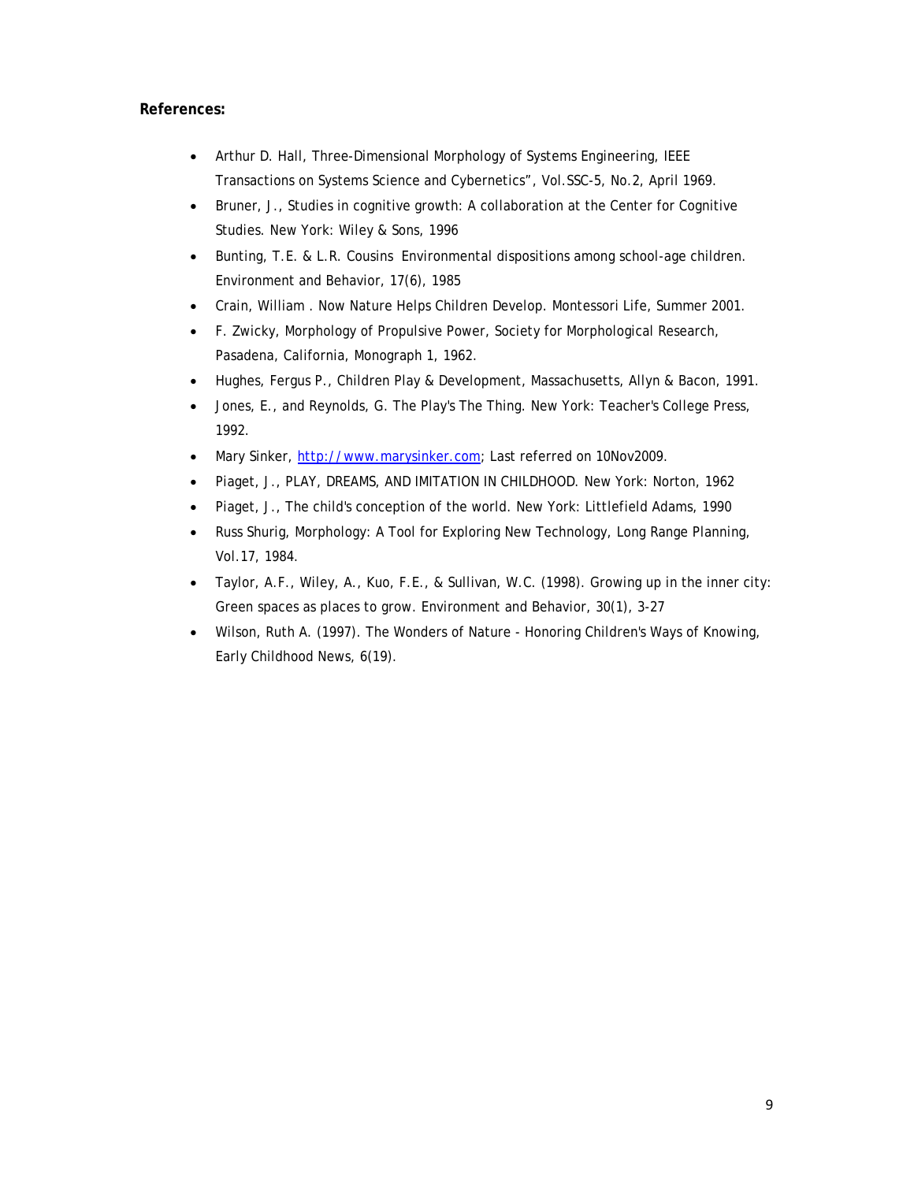**References:**

- Arthur D. Hall, Three-Dimensional Morphology of Systems Engineering, IEEE Transactions on Systems Science and Cybernetics", Vol.SSC-5, No.2, April 1969.
- Bruner, J., Studies in cognitive growth: A collaboration at the Center for Cognitive Studies. New York: Wiley & Sons, 1996
- Bunting, T.E. & L.R. Cousins Environmental dispositions among school-age children. Environment and Behavior, 17(6), 1985
- Crain, William . Now Nature Helps Children Develop. Montessori Life, Summer 2001.
- F. Zwicky, Morphology of Propulsive Power, Society for Morphological Research, Pasadena, California, Monograph 1, 1962.
- Hughes, Fergus P., Children Play & Development, Massachusetts, Allyn & Bacon, 1991.
- Jones, E., and Reynolds, G. The Play's The Thing. New York: Teacher's College Press, 1992.
- Mary Sinker, http://www.marysinker.com; Last referred on 10Nov2009.
- Piaget, J., PLAY, DREAMS, AND IMITATION IN CHILDHOOD. New York: Norton, 1962
- Piaget, J., The child's conception of the world. New York: Littlefield Adams, 1990
- Russ Shurig, Morphology: A Tool for Exploring New Technology, Long Range Planning, Vol.17, 1984.
- Taylor, A.F., Wiley, A., Kuo, F.E., & Sullivan, W.C. (1998). Growing up in the inner city: Green spaces as places to grow. Environment and Behavior, 30(1), 3-27
- Wilson, Ruth A. (1997). The Wonders of Nature - Honoring Children's Ways of Knowing, Early Childhood News, 6(19).